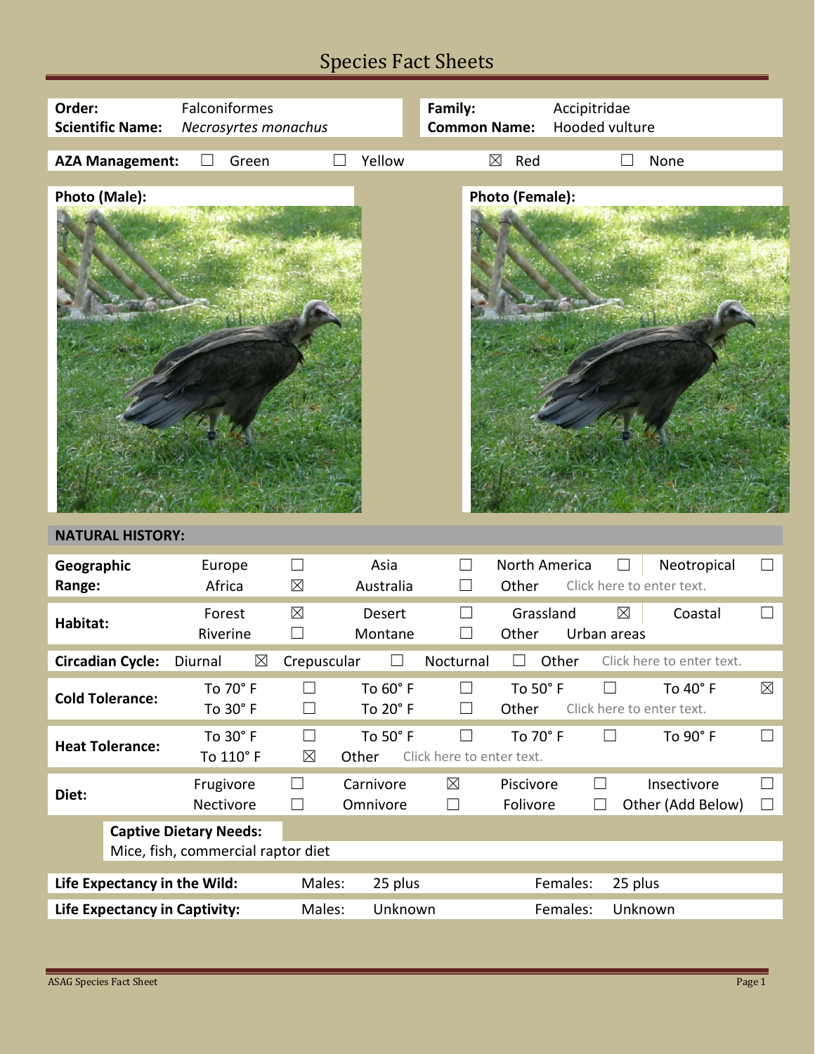# Species Fact Sheets

| | | | |
|---|---|---|---|
| **Order:** | Falconiformes | **Family:** | Accipitridae |
| **Scientific Name:** | *Necrosyrtes monachus* | **Common Name:** | Hooded vulture |

**AZA Management:** ☐ Green ☐ Yellow ☒ Red ☐ None

**Photo (Male):**

**Photo (Female):**

## NATURAL HISTORY:

| | | | | | | | | |
|---|---|---|---|---|---|---|---|---|
| **Geographic Range:** | Europe | ☐ | Asia | ☐ | North America | ☐ | Neotropical | ☐ |
| | Africa | ☒ | Australia | ☐ | Other | Click here to enter text. | | |
| **Habitat:** | Forest | ☒ | Desert | ☐ | Grassland | ☒ | Coastal | ☐ |
| | Riverine | ☐ | Montane | ☐ | Other | Urban areas | | |
| **Circadian Cycle:** | Diurnal | ☒ | Crepuscular | ☐ | Nocturnal | ☐ | Other | Click here to enter text. |
| **Cold Tolerance:** | To 70° F | ☐ | To 60° F | ☐ | To 50° F | ☐ | To 40° F | ☒ |
| | To 30° F | ☐ | To 20° F | ☐ | Other | Click here to enter text. | | |
| **Heat Tolerance:** | To 30° F | ☐ | To 50° F | ☐ | To 70° F | ☐ | To 90° F | ☐ |
| | To 110° F | ☒ | Other | Click here to enter text. | | | | |
| **Diet:** | Frugivore | ☐ | Carnivore | ☒ | Piscivore | ☐ | Insectivore | ☐ |
| | Nectivore | ☐ | Omnivore | ☐ | Folivore | ☐ | Other (Add Below) | ☐ |

**Captive Dietary Needs:**
Mice, fish, commercial raptor diet

| | | | | |
|---|---|---|---|---|
| **Life Expectancy in the Wild:** | Males: 25 plus | | Females: 25 plus | |
| **Life Expectancy in Captivity:** | Males: Unknown | | Females: Unknown | |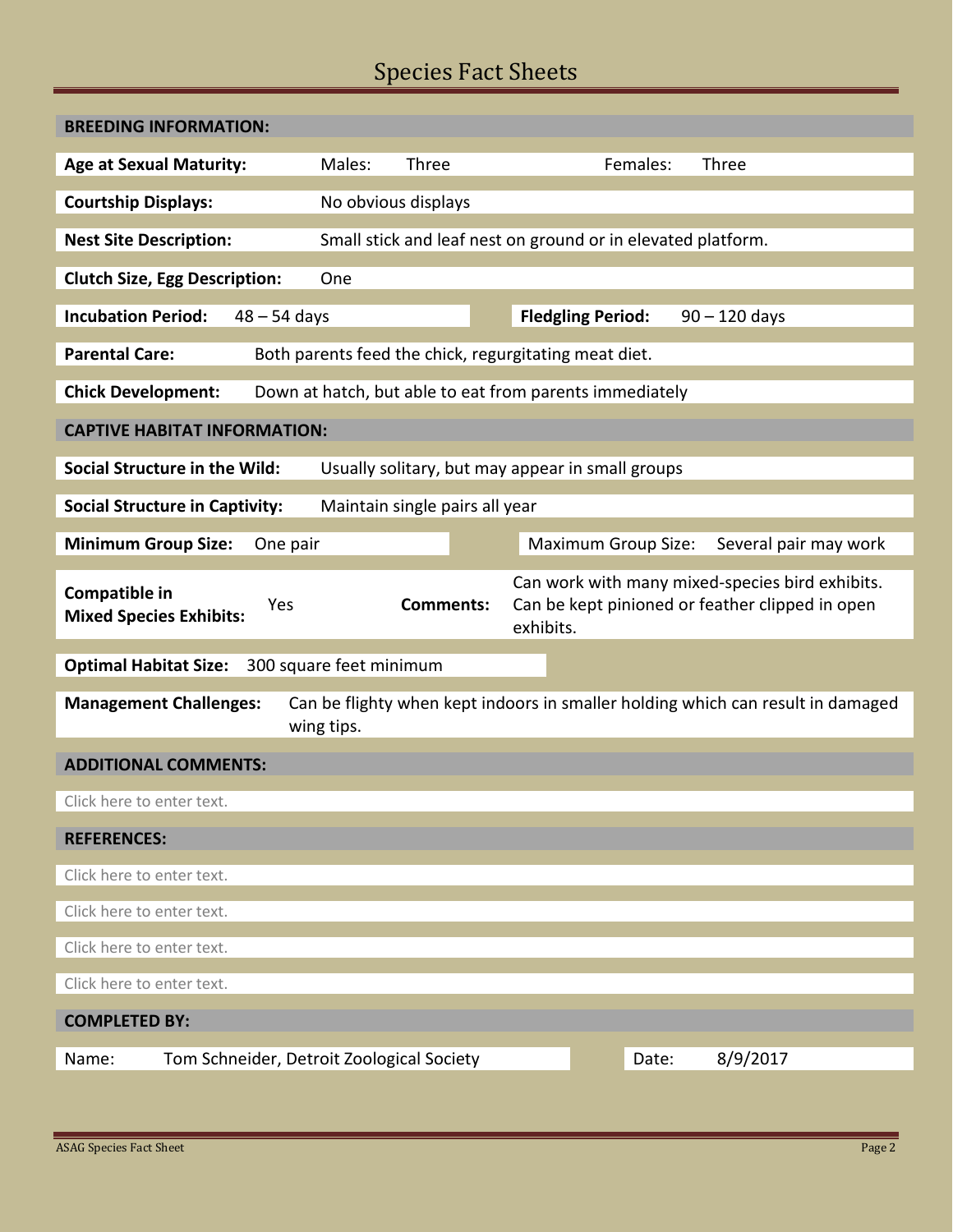# Species Fact Sheets

## BREEDING INFORMATION:

**Age at Sexual Maturity:** Males: Three Females: Three

**Courtship Displays:** No obvious displays

**Nest Site Description:** Small stick and leaf nest on ground or in elevated platform.

**Clutch Size, Egg Description:** One

**Incubation Period:** 48 – 54 days **Fledgling Period:** 90 – 120 days

**Parental Care:** Both parents feed the chick, regurgitating meat diet.

**Chick Development:** Down at hatch, but able to eat from parents immediately

## CAPTIVE HABITAT INFORMATION:

**Social Structure in the Wild:** Usually solitary, but may appear in small groups

**Social Structure in Captivity:** Maintain single pairs all year

**Minimum Group Size:** One pair Maximum Group Size: Several pair may work

**Compatible in Mixed Species Exhibits:** Yes **Comments:** Can work with many mixed-species bird exhibits. Can be kept pinioned or feather clipped in open exhibits.

**Optimal Habitat Size:** 300 square feet minimum

**Management Challenges:** Can be flighty when kept indoors in smaller holding which can result in damaged wing tips.

## ADDITIONAL COMMENTS:

Click here to enter text.

## REFERENCES:

Click here to enter text.

Click here to enter text.

Click here to enter text.

Click here to enter text.

## COMPLETED BY:

Name: Tom Schneider, Detroit Zoological Society Date: 8/9/2017